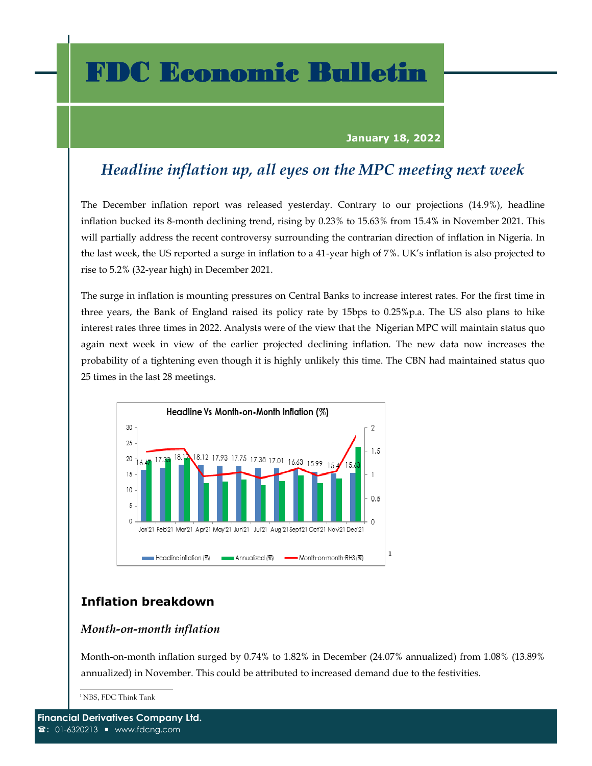# FDC Economic Bulletin

**January 18, 2022**

## *Headline inflation up, all eyes on the MPC meeting next week*

The December inflation report was released yesterday. Contrary to our projections (14.9%), headline inflation bucked its 8-month declining trend, rising by 0.23% to 15.63% from 15.4% in November 2021. This will partially address the recent controversy surrounding the contrarian direction of inflation in Nigeria. In the last week, the US reported a surge in inflation to a 41-year high of 7%. UK's inflation is also projected to rise to 5.2% (32-year high) in December 2021.

The surge in inflation is mounting pressures on Central Banks to increase interest rates. For the first time in three years, the Bank of England raised its policy rate by 15bps to 0.25%p.a. The US also plans to hike interest rates three times in 2022. Analysts were of the view that the Nigerian MPC will maintain status quo again next week in view of the earlier projected declining inflation. The new data now increases the probability of a tightening even though it is highly unlikely this time. The CBN had maintained status quo 25 times in the last 28 meetings.

**Headline Vs Month-on-Month Inflation (%)**

| Month | Headline inflation (%) |
|---|---|
| Jan'21 | 16.47 |
| Feb'21 | 17.33 |
| Mar'21 | 18.17 |
| Apr'21 | 18.12 |
| May'21 | 17.93 |
| Jun'21 | 17.75 |
| Jul'21 | 17.38 |
| Aug'21 | 17.01 |
| Sept'21 | 16.63 |
| Oct'21 | 15.99 |
| Nov'21 | 15.4 |
| Dec'21 | 15.63 |

Headline inflation (%) | Annualized (%) | Month-on-month-RHS (%) [1]

## Inflation breakdown

### *Month-on-month inflation*

Month-on-month inflation surged by 0.74% to 1.82% in December (24.07% annualized) from 1.08% (13.89% annualized) in November. This could be attributed to increased demand due to the festivities.

[1] NBS, FDC Think Tank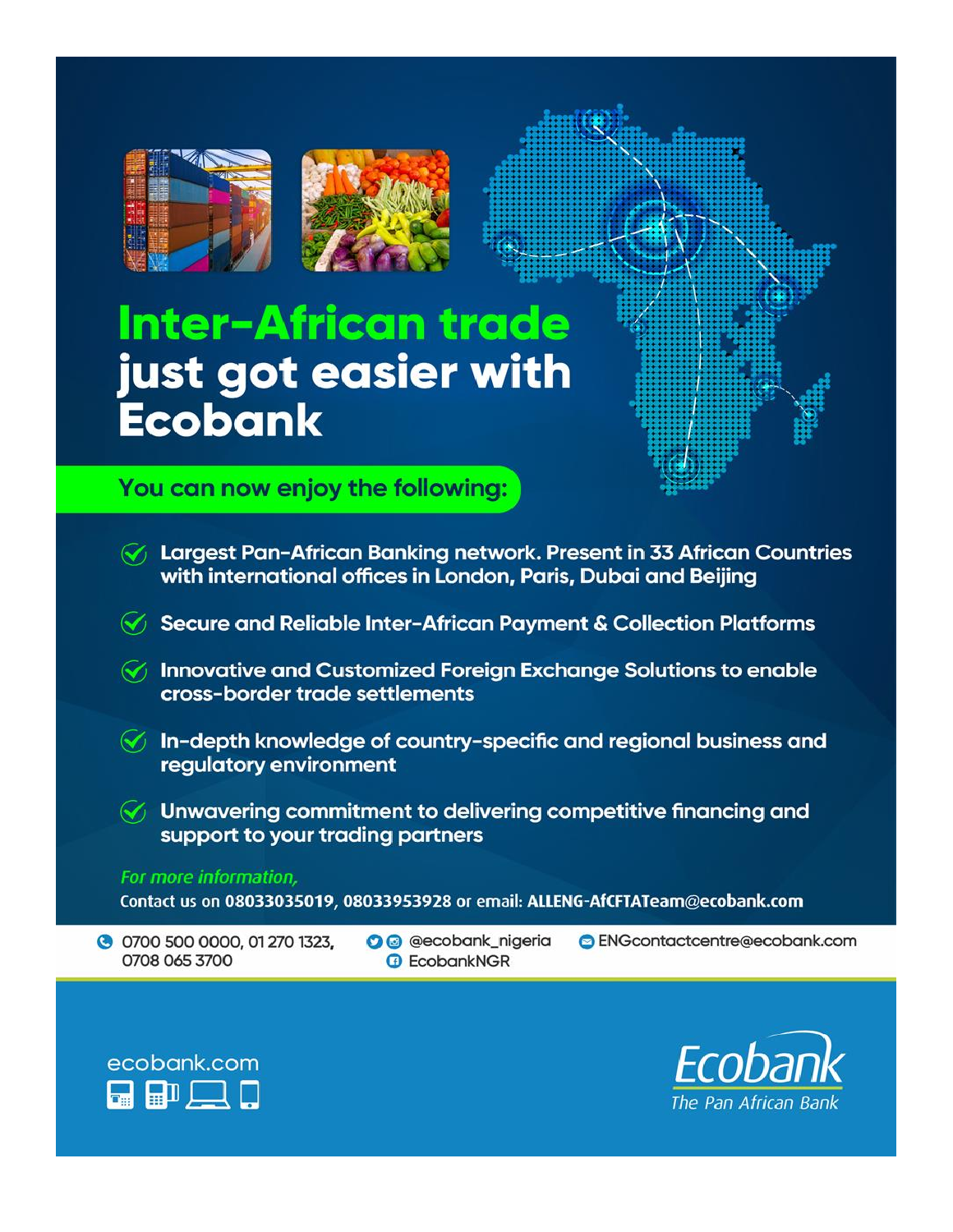# Inter-African trade just got easier with Ecobank

**You can now enjoy the following:**

- Largest Pan-African Banking network. Present in 33 African Countries with international offices in London, Paris, Dubai and Beijing
- Secure and Reliable Inter-African Payment & Collection Platforms
- Innovative and Customized Foreign Exchange Solutions to enable cross-border trade settlements
- In-depth knowledge of country-specific and regional business and regulatory environment
- Unwavering commitment to delivering competitive financing and support to your trading partners

*For more information,*

Contact us on **08033035019, 08033953928** or email: **ALLENG-AfCFTATeam@ecobank.com**

0700 500 0000, 01 270 1323, 0708 065 3700

@ecobank_nigeria

EcobankNGR

ENGcontactcentre@ecobank.com

ecobank.com

Ecobank
The Pan African Bank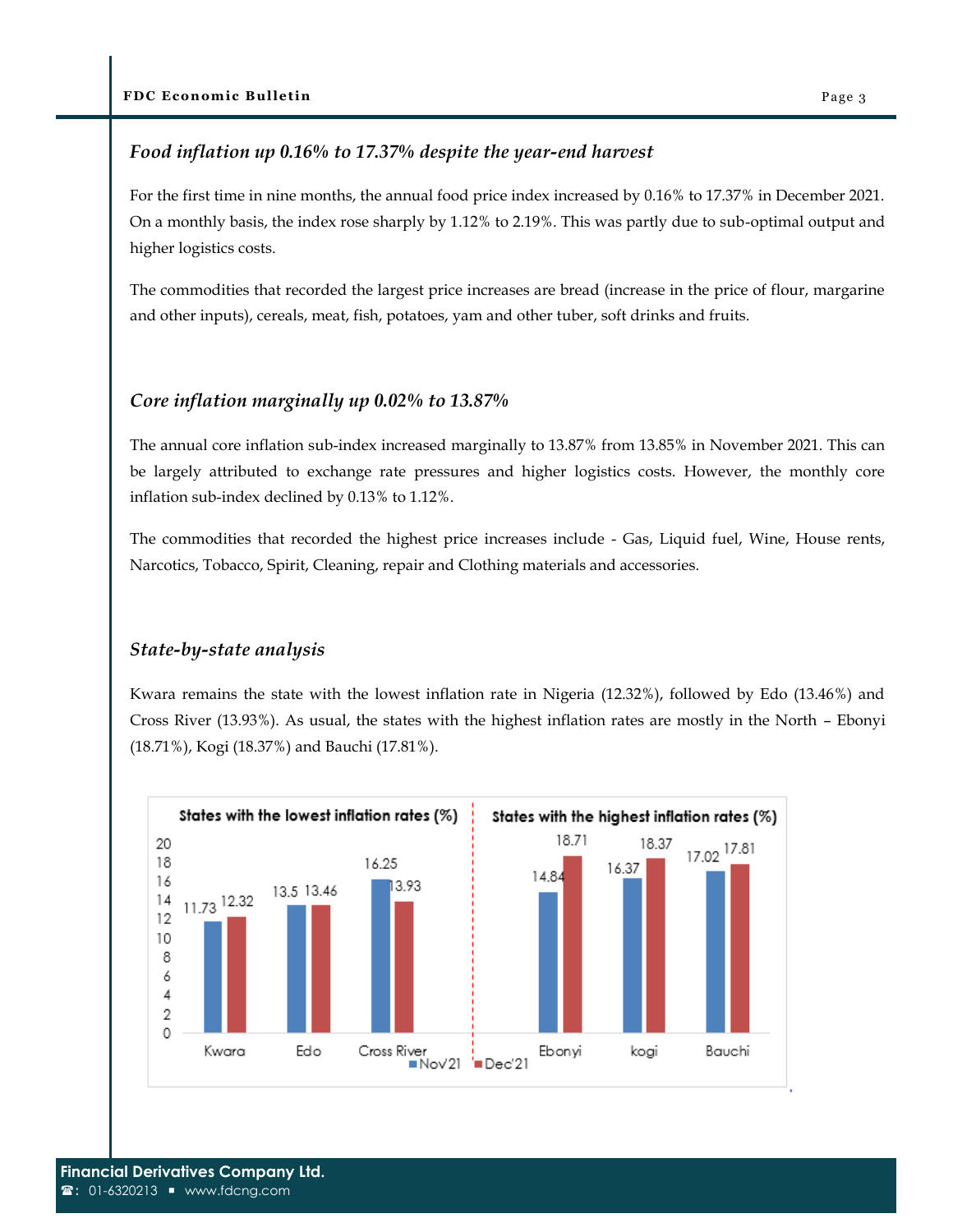### *Food inflation up 0.16% to 17.37% despite the year-end harvest*

For the first time in nine months, the annual food price index increased by 0.16% to 17.37% in December 2021. On a monthly basis, the index rose sharply by 1.12% to 2.19%. This was partly due to sub-optimal output and higher logistics costs.

The commodities that recorded the largest price increases are bread (increase in the price of flour, margarine and other inputs), cereals, meat, fish, potatoes, yam and other tuber, soft drinks and fruits.

### *Core inflation marginally up 0.02% to 13.87%*

The annual core inflation sub-index increased marginally to 13.87% from 13.85% in November 2021. This can be largely attributed to exchange rate pressures and higher logistics costs. However, the monthly core inflation sub-index declined by 0.13% to 1.12%.

The commodities that recorded the highest price increases include - Gas, Liquid fuel, Wine, House rents, Narcotics, Tobacco, Spirit, Cleaning, repair and Clothing materials and accessories.

### *State-by-state analysis*

Kwara remains the state with the lowest inflation rate in Nigeria (12.32%), followed by Edo (13.46%) and Cross River (13.93%). As usual, the states with the highest inflation rates are mostly in the North – Ebonyi (18.71%), Kogi (18.37%) and Bauchi (17.81%).

**States with the lowest inflation rates (%)** | **States with the highest inflation rates (%)**

| State | Nov'21 | Dec'21 |
|---|---|---|
| Kwara | 11.73 | 12.32 |
| Edo | 13.5 | 13.46 |
| Cross River | 16.25 | 13.93 |
| Ebonyi | 14.84 | 18.71 |
| kogi | 16.37 | 18.37 |
| Bauchi | 17.02 | 17.81 |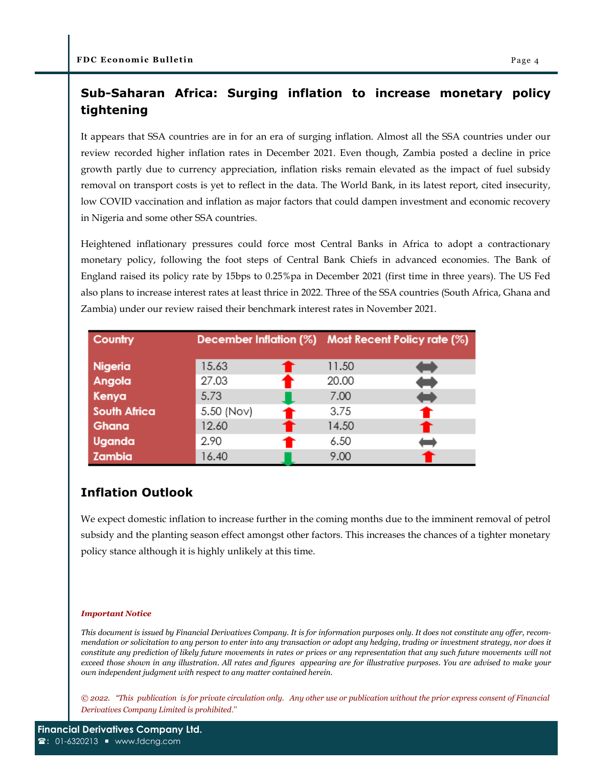## Sub-Saharan Africa: Surging inflation to increase monetary policy tightening

It appears that SSA countries are in for an era of surging inflation. Almost all the SSA countries under our review recorded higher inflation rates in December 2021. Even though, Zambia posted a decline in price growth partly due to currency appreciation, inflation risks remain elevated as the impact of fuel subsidy removal on transport costs is yet to reflect in the data. The World Bank, in its latest report, cited insecurity, low COVID vaccination and inflation as major factors that could dampen investment and economic recovery in Nigeria and some other SSA countries.

Heightened inflationary pressures could force most Central Banks in Africa to adopt a contractionary monetary policy, following the foot steps of Central Bank Chiefs in advanced economies. The Bank of England raised its policy rate by 15bps to 0.25%pa in December 2021 (first time in three years). The US Fed also plans to increase interest rates at least thrice in 2022. Three of the SSA countries (South Africa, Ghana and Zambia) under our review raised their benchmark interest rates in November 2021.

| Country | December Inflation (%) | | Most Recent Policy rate (%) | |
|---|---|---|---|---|
| Nigeria | 15.63 | ↑ | 11.50 | ↔ |
| Angola | 27.03 | ↑ | 20.00 | ↔ |
| Kenya | 5.73 | ↓ | 7.00 | ↔ |
| South Africa | 5.50 (Nov) | ↑ | 3.75 | ↑ |
| Ghana | 12.60 | ↑ | 14.50 | ↑ |
| Uganda | 2.90 | ↑ | 6.50 | ↔ |
| Zambia | 16.40 | ↓ | 9.00 | ↑ |

## Inflation Outlook

We expect domestic inflation to increase further in the coming months due to the imminent removal of petrol subsidy and the planting season effect amongst other factors. This increases the chances of a tighter monetary policy stance although it is highly unlikely at this time.

***Important Notice***

*This document is issued by Financial Derivatives Company. It is for information purposes only. It does not constitute any offer, recommendation or solicitation to any person to enter into any transaction or adopt any hedging, trading or investment strategy, nor does it constitute any prediction of likely future movements in rates or prices or any representation that any such future movements will not exceed those shown in any illustration. All rates and figures appearing are for illustrative purposes. You are advised to make your own independent judgment with respect to any matter contained herein.*

*© 2022. "This publication is for private circulation only. Any other use or publication without the prior express consent of Financial Derivatives Company Limited is prohibited."*

**Financial Derivatives Company Ltd.**
☎: 01-6320213 ▪ www.fdcng.com